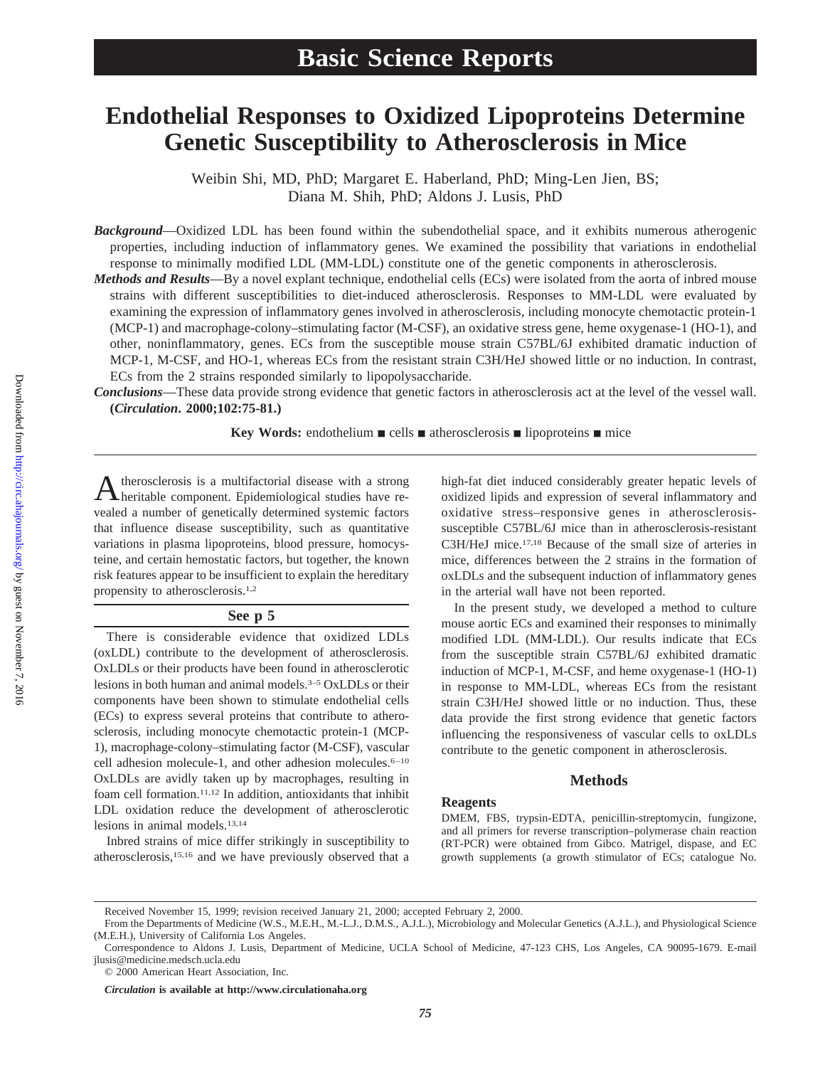Basic Science Reports

# Endothelial Responses to Oxidized Lipoproteins Determine Genetic Susceptibility to Atherosclerosis in Mice

Weibin Shi, MD, PhD; Margaret E. Haberland, PhD; Ming-Len Jien, BS; Diana M. Shih, PhD; Aldons J. Lusis, PhD

***Background***—Oxidized LDL has been found within the subendothelial space, and it exhibits numerous atherogenic properties, including induction of inflammatory genes. We examined the possibility that variations in endothelial response to minimally modified LDL (MM-LDL) constitute one of the genetic components in atherosclerosis.

***Methods and Results***—By a novel explant technique, endothelial cells (ECs) were isolated from the aorta of inbred mouse strains with different susceptibilities to diet-induced atherosclerosis. Responses to MM-LDL were evaluated by examining the expression of inflammatory genes involved in atherosclerosis, including monocyte chemotactic protein-1 (MCP-1) and macrophage-colony–stimulating factor (M-CSF), an oxidative stress gene, heme oxygenase-1 (HO-1), and other, noninflammatory, genes. ECs from the susceptible mouse strain C57BL/6J exhibited dramatic induction of MCP-1, M-CSF, and HO-1, whereas ECs from the resistant strain C3H/HeJ showed little or no induction. In contrast, ECs from the 2 strains responded similarly to lipopolysaccharide.

***Conclusions***—These data provide strong evidence that genetic factors in atherosclerosis act at the level of the vessel wall. **(*Circulation*. 2000;102:75-81.)**

**Key Words:** endothelium ■ cells ■ atherosclerosis ■ lipoproteins ■ mice

Atherosclerosis is a multifactorial disease with a strong heritable component. Epidemiological studies have revealed a number of genetically determined systemic factors that influence disease susceptibility, such as quantitative variations in plasma lipoproteins, blood pressure, homocysteine, and certain hemostatic factors, but together, the known risk features appear to be insufficient to explain the hereditary propensity to atherosclerosis.[1,2]

**See p 5**

There is considerable evidence that oxidized LDLs (oxLDL) contribute to the development of atherosclerosis. OxLDLs or their products have been found in atherosclerotic lesions in both human and animal models.[3–5] OxLDLs or their components have been shown to stimulate endothelial cells (ECs) to express several proteins that contribute to atherosclerosis, including monocyte chemotactic protein-1 (MCP-1), macrophage-colony–stimulating factor (M-CSF), vascular cell adhesion molecule-1, and other adhesion molecules.[6–10] OxLDLs are avidly taken up by macrophages, resulting in foam cell formation.[11,12] In addition, antioxidants that inhibit LDL oxidation reduce the development of atherosclerotic lesions in animal models.[13,14]

Inbred strains of mice differ strikingly in susceptibility to atherosclerosis,[15,16] and we have previously observed that a high-fat diet induced considerably greater hepatic levels of oxidized lipids and expression of several inflammatory and oxidative stress–responsive genes in atherosclerosis-susceptible C57BL/6J mice than in atherosclerosis-resistant C3H/HeJ mice.[17,18] Because of the small size of arteries in mice, differences between the 2 strains in the formation of oxLDLs and the subsequent induction of inflammatory genes in the arterial wall have not been reported.

In the present study, we developed a method to culture mouse aortic ECs and examined their responses to minimally modified LDL (MM-LDL). Our results indicate that ECs from the susceptible strain C57BL/6J exhibited dramatic induction of MCP-1, M-CSF, and heme oxygenase-1 (HO-1) in response to MM-LDL, whereas ECs from the resistant strain C3H/HeJ showed little or no induction. Thus, these data provide the first strong evidence that genetic factors influencing the responsiveness of vascular cells to oxLDLs contribute to the genetic component in atherosclerosis.

## Methods

### Reagents

DMEM, FBS, trypsin-EDTA, penicillin-streptomycin, fungizone, and all primers for reverse transcription–polymerase chain reaction (RT-PCR) were obtained from Gibco. Matrigel, dispase, and EC growth supplements (a growth stimulator of ECs; catalogue No.

Received November 15, 1999; revision received January 21, 2000; accepted February 2, 2000.

From the Departments of Medicine (W.S., M.E.H., M.-L.J., D.M.S., A.J.L.), Microbiology and Molecular Genetics (A.J.L.), and Physiological Science (M.E.H.), University of California Los Angeles.

Correspondence to Aldons J. Lusis, Department of Medicine, UCLA School of Medicine, 47-123 CHS, Los Angeles, CA 90095-1679. E-mail jlusis@medicine.medsch.ucla.edu

© 2000 American Heart Association, Inc.

*Circulation* **is available at http://www.circulationaha.org**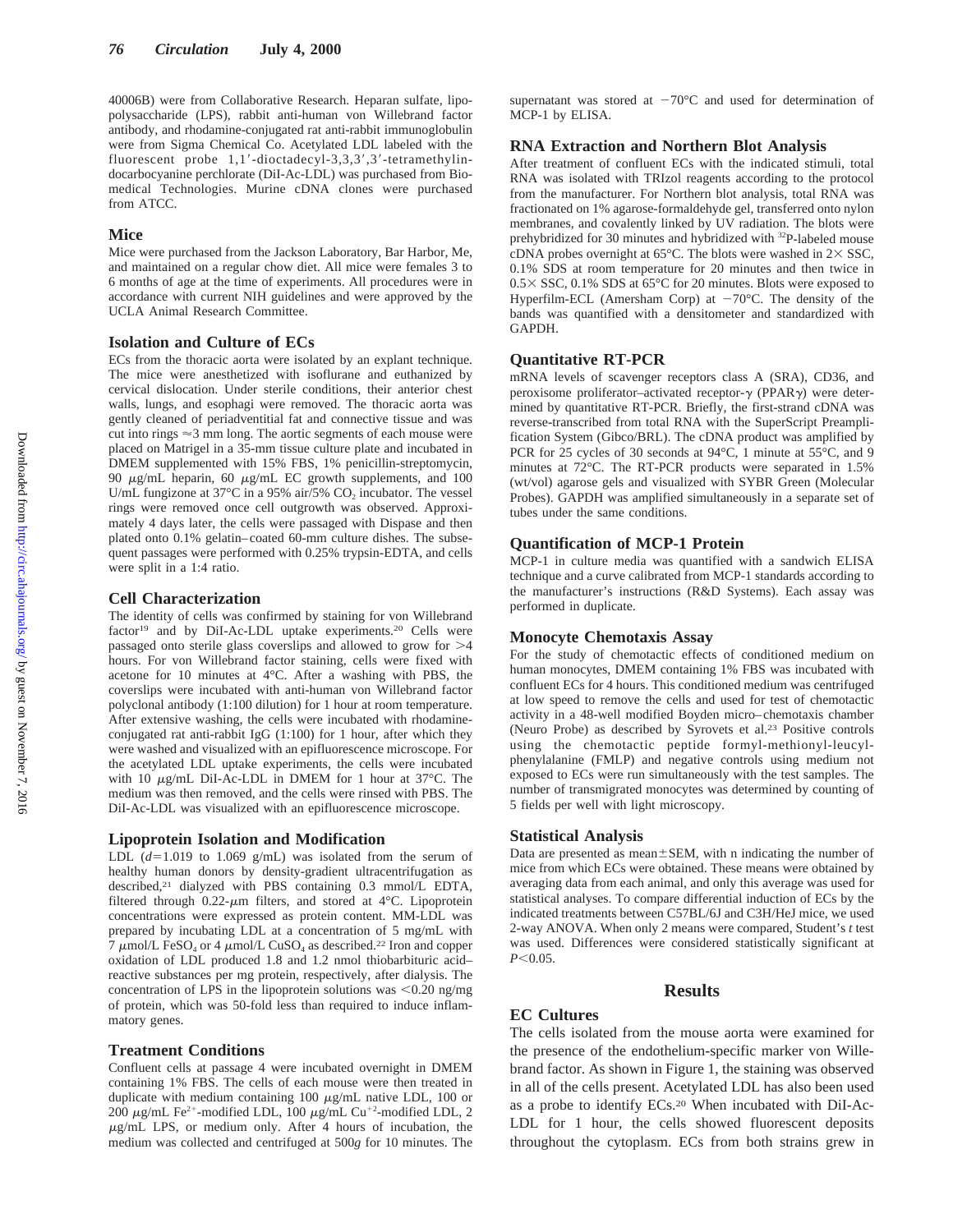40006B) were from Collaborative Research. Heparan sulfate, lipopolysaccharide (LPS), rabbit anti-human von Willebrand factor antibody, and rhodamine-conjugated rat anti-rabbit immunoglobulin were from Sigma Chemical Co. Acetylated LDL labeled with the fluorescent probe 1,1′-dioctadecyl-3,3,3′,3′-tetramethylindocarbocyanine perchlorate (DiI-Ac-LDL) was purchased from Biomedical Technologies. Murine cDNA clones were purchased from ATCC.

### Mice

Mice were purchased from the Jackson Laboratory, Bar Harbor, Me, and maintained on a regular chow diet. All mice were females 3 to 6 months of age at the time of experiments. All procedures were in accordance with current NIH guidelines and were approved by the UCLA Animal Research Committee.

### Isolation and Culture of ECs

ECs from the thoracic aorta were isolated by an explant technique. The mice were anesthetized with isoflurane and euthanized by cervical dislocation. Under sterile conditions, their anterior chest walls, lungs, and esophagi were removed. The thoracic aorta was gently cleaned of periadventitial fat and connective tissue and was cut into rings ≈3 mm long. The aortic segments of each mouse were placed on Matrigel in a 35-mm tissue culture plate and incubated in DMEM supplemented with 15% FBS, 1% penicillin-streptomycin, 90 μg/mL heparin, 60 μg/mL EC growth supplements, and 100 U/mL fungizone at 37°C in a 95% air/5% $CO_2$ incubator. The vessel rings were removed once cell outgrowth was observed. Approximately 4 days later, the cells were passaged with Dispase and then plated onto 0.1% gelatin–coated 60-mm culture dishes. The subsequent passages were performed with 0.25% trypsin-EDTA, and cells were split in a 1:4 ratio.

### Cell Characterization

The identity of cells was confirmed by staining for von Willebrand factor[19] and by DiI-Ac-LDL uptake experiments.[20] Cells were passaged onto sterile glass coverslips and allowed to grow for >4 hours. For von Willebrand factor staining, cells were fixed with acetone for 10 minutes at 4°C. After a washing with PBS, the coverslips were incubated with anti-human von Willebrand factor polyclonal antibody (1:100 dilution) for 1 hour at room temperature. After extensive washing, the cells were incubated with rhodamine-conjugated rat anti-rabbit IgG (1:100) for 1 hour, after which they were washed and visualized with an epifluorescence microscope. For the acetylated LDL uptake experiments, the cells were incubated with 10 μg/mL DiI-Ac-LDL in DMEM for 1 hour at 37°C. The medium was then removed, and the cells were rinsed with PBS. The DiI-Ac-LDL was visualized with an epifluorescence microscope.

### Lipoprotein Isolation and Modification

LDL ($d$=1.019 to 1.069 g/mL) was isolated from the serum of healthy human donors by density-gradient ultracentrifugation as described,[21] dialyzed with PBS containing 0.3 mmol/L EDTA, filtered through 0.22-μm filters, and stored at 4°C. Lipoprotein concentrations were expressed as protein content. MM-LDL was prepared by incubating LDL at a concentration of 5 mg/mL with 7 μmol/L $FeSO_4$ or 4 μmol/L $CuSO_4$ as described.[22] Iron and copper oxidation of LDL produced 1.8 and 1.2 nmol thiobarbituric acid–reactive substances per mg protein, respectively, after dialysis. The concentration of LPS in the lipoprotein solutions was <0.20 ng/mg of protein, which was 50-fold less than required to induce inflammatory genes.

### Treatment Conditions

Confluent cells at passage 4 were incubated overnight in DMEM containing 1% FBS. The cells of each mouse were then treated in duplicate with medium containing 100 μg/mL native LDL, 100 or 200 μg/mL $Fe^{2+}$-modified LDL, 100 μg/mL $Cu^{+2}$-modified LDL, 2 μg/mL LPS, or medium only. After 4 hours of incubation, the medium was collected and centrifuged at 500$g$ for 10 minutes. The supernatant was stored at −70°C and used for determination of MCP-1 by ELISA.

### RNA Extraction and Northern Blot Analysis

After treatment of confluent ECs with the indicated stimuli, total RNA was isolated with TRIzol reagents according to the protocol from the manufacturer. For Northern blot analysis, total RNA was fractionated on 1% agarose-formaldehyde gel, transferred onto nylon membranes, and covalently linked by UV radiation. The blots were prehybridized for 30 minutes and hybridized with $^{32}$P-labeled mouse cDNA probes overnight at 65°C. The blots were washed in 2× SSC, 0.1% SDS at room temperature for 20 minutes and then twice in 0.5× SSC, 0.1% SDS at 65°C for 20 minutes. Blots were exposed to Hyperfilm-ECL (Amersham Corp) at −70°C. The density of the bands was quantified with a densitometer and standardized with GAPDH.

### Quantitative RT-PCR

mRNA levels of scavenger receptors class A (SRA), CD36, and peroxisome proliferator–activated receptor-γ (PPARγ) were determined by quantitative RT-PCR. Briefly, the first-strand cDNA was reverse-transcribed from total RNA with the SuperScript Preamplification System (Gibco/BRL). The cDNA product was amplified by PCR for 25 cycles of 30 seconds at 94°C, 1 minute at 55°C, and 9 minutes at 72°C. The RT-PCR products were separated in 1.5% (wt/vol) agarose gels and visualized with SYBR Green (Molecular Probes). GAPDH was amplified simultaneously in a separate set of tubes under the same conditions.

### Quantification of MCP-1 Protein

MCP-1 in culture media was quantified with a sandwich ELISA technique and a curve calibrated from MCP-1 standards according to the manufacturer's instructions (R&D Systems). Each assay was performed in duplicate.

### Monocyte Chemotaxis Assay

For the study of chemotactic effects of conditioned medium on human monocytes, DMEM containing 1% FBS was incubated with confluent ECs for 4 hours. This conditioned medium was centrifuged at low speed to remove the cells and used for test of chemotactic activity in a 48-well modified Boyden micro–chemotaxis chamber (Neuro Probe) as described by Syrovets et al.[23] Positive controls using the chemotactic peptide formyl-methionyl-leucyl-phenylalanine (FMLP) and negative controls using medium not exposed to ECs were run simultaneously with the test samples. The number of transmigrated monocytes was determined by counting of 5 fields per well with light microscopy.

### Statistical Analysis

Data are presented as mean±SEM, with n indicating the number of mice from which ECs were obtained. These means were obtained by averaging data from each animal, and only this average was used for statistical analyses. To compare differential induction of ECs by the indicated treatments between C57BL/6J and C3H/HeJ mice, we used 2-way ANOVA. When only 2 means were compared, Student's $t$ test was used. Differences were considered statistically significant at $P<0.05$.

## Results

### EC Cultures

The cells isolated from the mouse aorta were examined for the presence of the endothelium-specific marker von Willebrand factor. As shown in Figure 1, the staining was observed in all of the cells present. Acetylated LDL has also been used as a probe to identify ECs.[20] When incubated with DiI-Ac-LDL for 1 hour, the cells showed fluorescent deposits throughout the cytoplasm. ECs from both strains grew in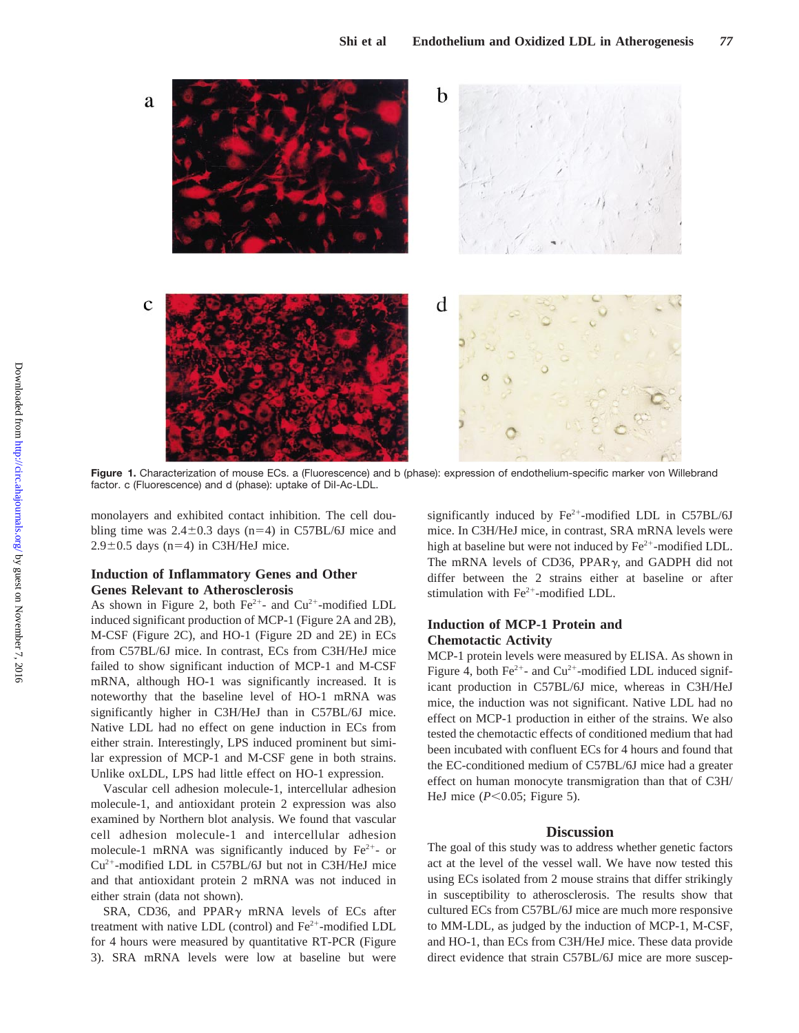Figure 1. Characterization of mouse ECs. a (Fluorescence) and b (phase): expression of endothelium-specific marker von Willebrand factor. c (Fluorescence) and d (phase): uptake of DiI-Ac-LDL.

monolayers and exhibited contact inhibition. The cell doubling time was 2.4±0.3 days (n=4) in C57BL/6J mice and 2.9±0.5 days (n=4) in C3H/HeJ mice.

### Induction of Inflammatory Genes and Other Genes Relevant to Atherosclerosis

As shown in Figure 2, both $Fe^{2+}$- and $Cu^{2+}$-modified LDL induced significant production of MCP-1 (Figure 2A and 2B), M-CSF (Figure 2C), and HO-1 (Figure 2D and 2E) in ECs from C57BL/6J mice. In contrast, ECs from C3H/HeJ mice failed to show significant induction of MCP-1 and M-CSF mRNA, although HO-1 was significantly increased. It is noteworthy that the baseline level of HO-1 mRNA was significantly higher in C3H/HeJ than in C57BL/6J mice. Native LDL had no effect on gene induction in ECs from either strain. Interestingly, LPS induced prominent but similar expression of MCP-1 and M-CSF gene in both strains. Unlike oxLDL, LPS had little effect on HO-1 expression.

Vascular cell adhesion molecule-1, intercellular adhesion molecule-1, and antioxidant protein 2 expression was also examined by Northern blot analysis. We found that vascular cell adhesion molecule-1 and intercellular adhesion molecule-1 mRNA was significantly induced by $Fe^{2+}$- or $Cu^{2+}$-modified LDL in C57BL/6J but not in C3H/HeJ mice and that antioxidant protein 2 mRNA was not induced in either strain (data not shown).

SRA, CD36, and PPARγ mRNA levels of ECs after treatment with native LDL (control) and $Fe^{2+}$-modified LDL for 4 hours were measured by quantitative RT-PCR (Figure 3). SRA mRNA levels were low at baseline but were significantly induced by $Fe^{2+}$-modified LDL in C57BL/6J mice. In C3H/HeJ mice, in contrast, SRA mRNA levels were high at baseline but were not induced by $Fe^{2+}$-modified LDL. The mRNA levels of CD36, PPARγ, and GADPH did not differ between the 2 strains either at baseline or after stimulation with $Fe^{2+}$-modified LDL.

### Induction of MCP-1 Protein and Chemotactic Activity

MCP-1 protein levels were measured by ELISA. As shown in Figure 4, both $Fe^{2+}$- and $Cu^{2+}$-modified LDL induced significant production in C57BL/6J mice, whereas in C3H/HeJ mice, the induction was not significant. Native LDL had no effect on MCP-1 production in either of the strains. We also tested the chemotactic effects of conditioned medium that had been incubated with confluent ECs for 4 hours and found that the EC-conditioned medium of C57BL/6J mice had a greater effect on human monocyte transmigration than that of C3H/HeJ mice ($P<0.05$; Figure 5).

## Discussion

The goal of this study was to address whether genetic factors act at the level of the vessel wall. We have now tested this using ECs isolated from 2 mouse strains that differ strikingly in susceptibility to atherosclerosis. The results show that cultured ECs from C57BL/6J mice are much more responsive to MM-LDL, as judged by the induction of MCP-1, M-CSF, and HO-1, than ECs from C3H/HeJ mice. These data provide direct evidence that strain C57BL/6J mice are more suscep-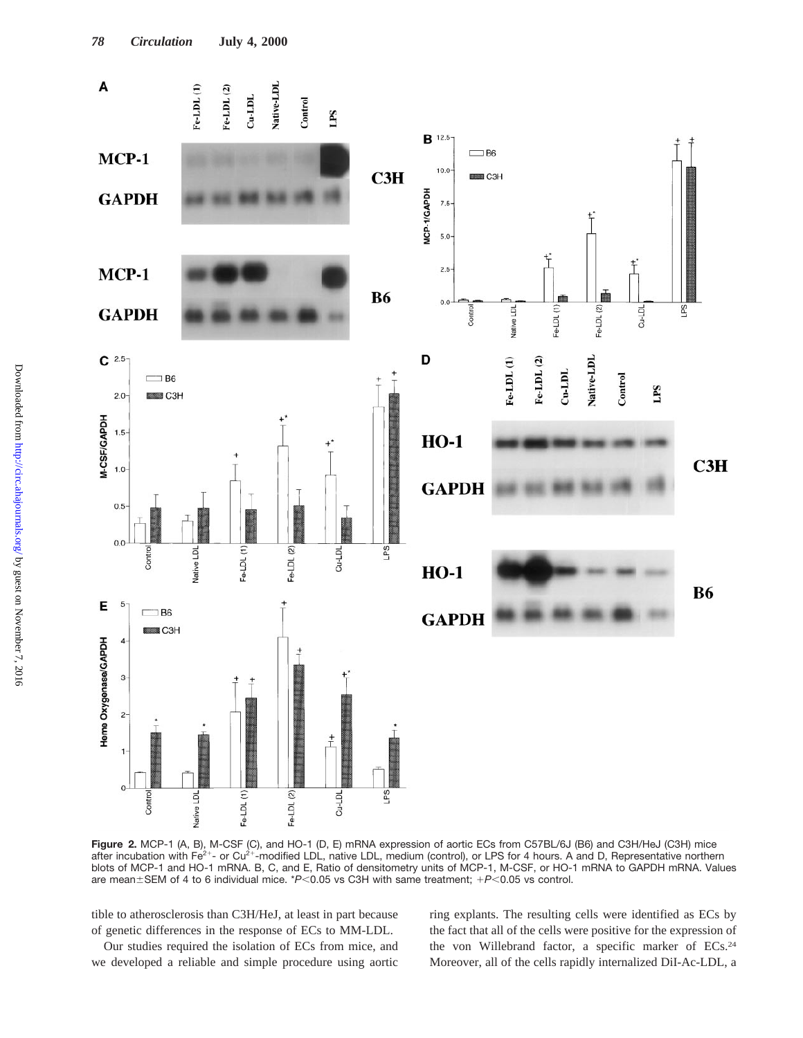**Figure 2.** MCP-1 (A, B), M-CSF (C), and HO-1 (D, E) mRNA expression of aortic ECs from C57BL/6J (B6) and C3H/HeJ (C3H) mice after incubation with $Fe^{2+}$- or $Cu^{2+}$-modified LDL, native LDL, medium (control), or LPS for 4 hours. A and D, Representative northern blots of MCP-1 and HO-1 mRNA. B, C, and E, Ratio of densitometry units of MCP-1, M-CSF, or HO-1 mRNA to GAPDH mRNA. Values are mean±SEM of 4 to 6 individual mice. *$P<0.05$ vs C3H with same treatment; +$P<0.05$ vs control.

tible to atherosclerosis than C3H/HeJ, at least in part because of genetic differences in the response of ECs to MM-LDL.

Our studies required the isolation of ECs from mice, and we developed a reliable and simple procedure using aortic ring explants. The resulting cells were identified as ECs by the fact that all of the cells were positive for the expression of the von Willebrand factor, a specific marker of ECs.[24] Moreover, all of the cells rapidly internalized DiI-Ac-LDL, a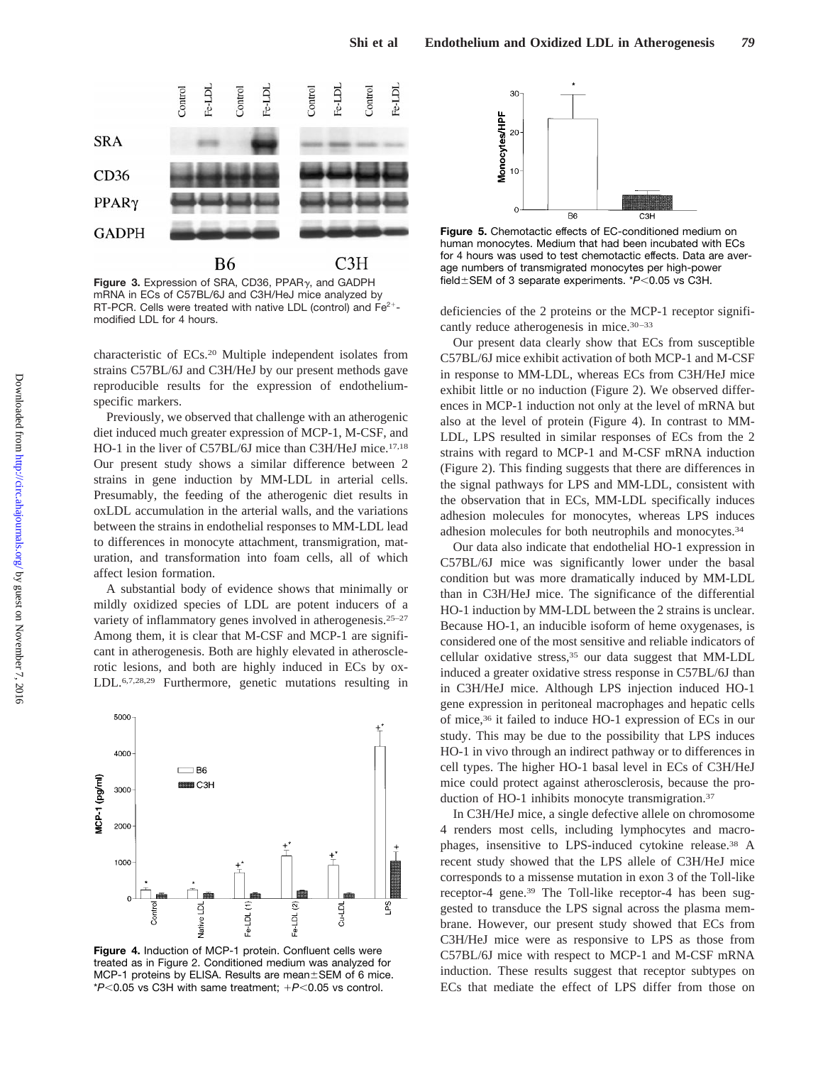Figure 3. Expression of SRA, CD36, PPARγ, and GADPH mRNA in ECs of C57BL/6J and C3H/HeJ mice analyzed by RT-PCR. Cells were treated with native LDL (control) and $Fe^{2+}$-modified LDL for 4 hours.

characteristic of ECs.[20] Multiple independent isolates from strains C57BL/6J and C3H/HeJ by our present methods gave reproducible results for the expression of endothelium-specific markers.

Previously, we observed that challenge with an atherogenic diet induced much greater expression of MCP-1, M-CSF, and HO-1 in the liver of C57BL/6J mice than C3H/HeJ mice.[17,18] Our present study shows a similar difference between 2 strains in gene induction by MM-LDL in arterial cells. Presumably, the feeding of the atherogenic diet results in oxLDL accumulation in the arterial walls, and the variations between the strains in endothelial responses to MM-LDL lead to differences in monocyte attachment, transmigration, maturation, and transformation into foam cells, all of which affect lesion formation.

A substantial body of evidence shows that minimally or mildly oxidized species of LDL are potent inducers of a variety of inflammatory genes involved in atherogenesis.[25–27] Among them, it is clear that M-CSF and MCP-1 are significant in atherogenesis. Both are highly elevated in atherosclerotic lesions, and both are highly induced in ECs by oxLDL.[6,7,28,29] Furthermore, genetic mutations resulting in

Figure 4. Induction of MCP-1 protein. Confluent cells were treated as in Figure 2. Conditioned medium was analyzed for MCP-1 proteins by ELISA. Results are mean±SEM of 6 mice. $^*P<0.05$ vs C3H with same treatment; $^+P<0.05$ vs control.

Figure 5. Chemotactic effects of EC-conditioned medium on human monocytes. Medium that had been incubated with ECs for 4 hours was used to test chemotactic effects. Data are average numbers of transmigrated monocytes per high-power field±SEM of 3 separate experiments. $^*P<0.05$ vs C3H.

deficiencies of the 2 proteins or the MCP-1 receptor significantly reduce atherogenesis in mice.[30–33]

Our present data clearly show that ECs from susceptible C57BL/6J mice exhibit activation of both MCP-1 and M-CSF in response to MM-LDL, whereas ECs from C3H/HeJ mice exhibit little or no induction (Figure 2). We observed differences in MCP-1 induction not only at the level of mRNA but also at the level of protein (Figure 4). In contrast to MM-LDL, LPS resulted in similar responses of ECs from the 2 strains with regard to MCP-1 and M-CSF mRNA induction (Figure 2). This finding suggests that there are differences in the signal pathways for LPS and MM-LDL, consistent with the observation that in ECs, MM-LDL specifically induces adhesion molecules for monocytes, whereas LPS induces adhesion molecules for both neutrophils and monocytes.[34]

Our data also indicate that endothelial HO-1 expression in C57BL/6J mice was significantly lower under the basal condition but was more dramatically induced by MM-LDL than in C3H/HeJ mice. The significance of the differential HO-1 induction by MM-LDL between the 2 strains is unclear. Because HO-1, an inducible isoform of heme oxygenases, is considered one of the most sensitive and reliable indicators of cellular oxidative stress,[35] our data suggest that MM-LDL induced a greater oxidative stress response in C57BL/6J than in C3H/HeJ mice. Although LPS injection induced HO-1 gene expression in peritoneal macrophages and hepatic cells of mice,[36] it failed to induce HO-1 expression of ECs in our study. This may be due to the possibility that LPS induces HO-1 in vivo through an indirect pathway or to differences in cell types. The higher HO-1 basal level in ECs of C3H/HeJ mice could protect against atherosclerosis, because the production of HO-1 inhibits monocyte transmigration.[37]

In C3H/HeJ mice, a single defective allele on chromosome 4 renders most cells, including lymphocytes and macrophages, insensitive to LPS-induced cytokine release.[38] A recent study showed that the LPS allele of C3H/HeJ mice corresponds to a missense mutation in exon 3 of the Toll-like receptor-4 gene.[39] The Toll-like receptor-4 has been suggested to transduce the LPS signal across the plasma membrane. However, our present study showed that ECs from C3H/HeJ mice were as responsive to LPS as those from C57BL/6J mice with respect to MCP-1 and M-CSF mRNA induction. These results suggest that receptor subtypes on ECs that mediate the effect of LPS differ from those on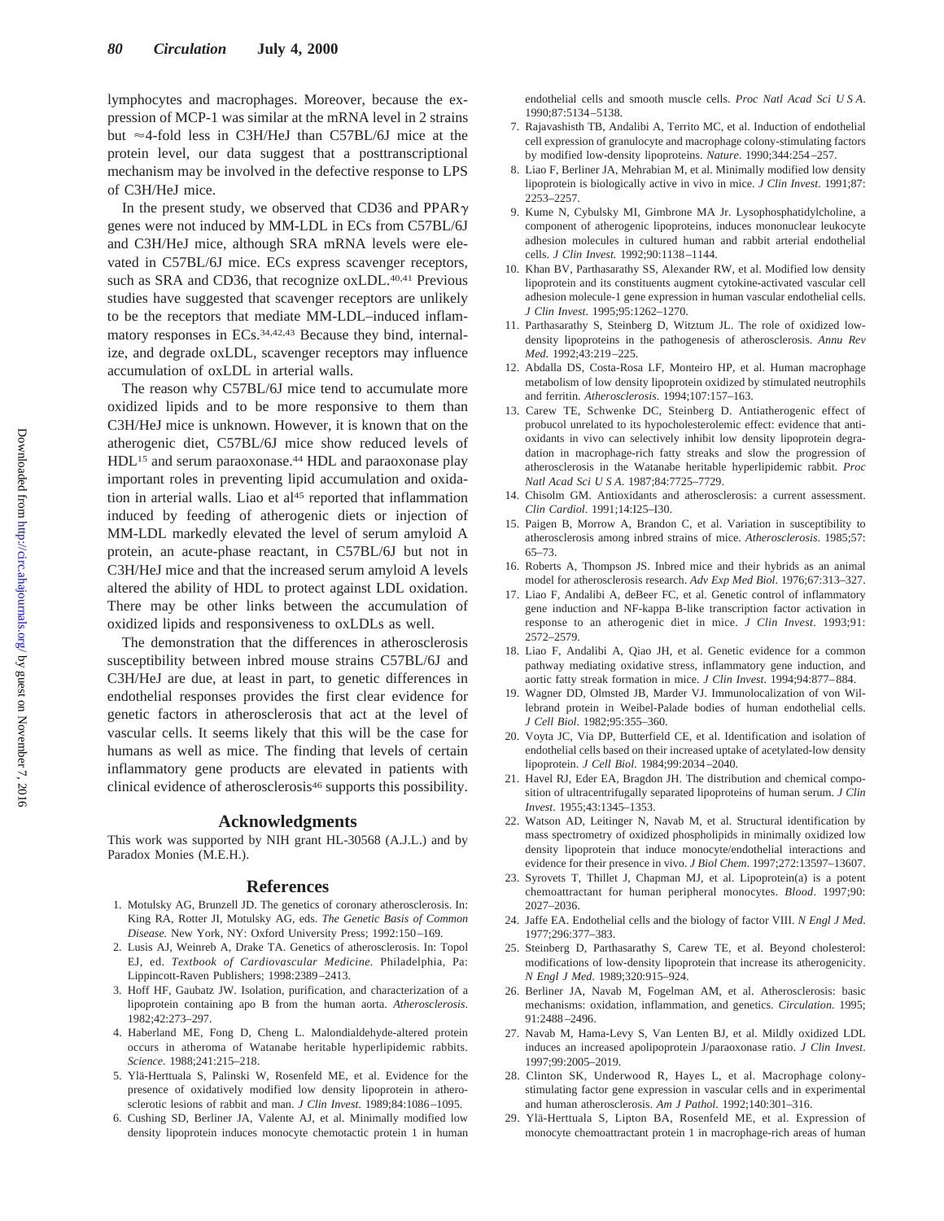lymphocytes and macrophages. Moreover, because the expression of MCP-1 was similar at the mRNA level in 2 strains but ≈4-fold less in C3H/HeJ than C57BL/6J mice at the protein level, our data suggest that a posttranscriptional mechanism may be involved in the defective response to LPS of C3H/HeJ mice.

In the present study, we observed that CD36 and PPARγ genes were not induced by MM-LDL in ECs from C57BL/6J and C3H/HeJ mice, although SRA mRNA levels were elevated in C57BL/6J mice. ECs express scavenger receptors, such as SRA and CD36, that recognize oxLDL.[40,41] Previous studies have suggested that scavenger receptors are unlikely to be the receptors that mediate MM-LDL–induced inflammatory responses in ECs.[34,42,43] Because they bind, internalize, and degrade oxLDL, scavenger receptors may influence accumulation of oxLDL in arterial walls.

The reason why C57BL/6J mice tend to accumulate more oxidized lipids and to be more responsive to them than C3H/HeJ mice is unknown. However, it is known that on the atherogenic diet, C57BL/6J mice show reduced levels of HDL[15] and serum paraoxonase.[44] HDL and paraoxonase play important roles in preventing lipid accumulation and oxidation in arterial walls. Liao et al[45] reported that inflammation induced by feeding of atherogenic diets or injection of MM-LDL markedly elevated the level of serum amyloid A protein, an acute-phase reactant, in C57BL/6J but not in C3H/HeJ mice and that the increased serum amyloid A levels altered the ability of HDL to protect against LDL oxidation. There may be other links between the accumulation of oxidized lipids and responsiveness to oxLDLs as well.

The demonstration that the differences in atherosclerosis susceptibility between inbred mouse strains C57BL/6J and C3H/HeJ are due, at least in part, to genetic differences in endothelial responses provides the first clear evidence for genetic factors in atherosclerosis that act at the level of vascular cells. It seems likely that this will be the case for humans as well as mice. The finding that levels of certain inflammatory gene products are elevated in patients with clinical evidence of atherosclerosis[46] supports this possibility.

## Acknowledgments

This work was supported by NIH grant HL-30568 (A.J.L.) and by Paradox Monies (M.E.H.).

## References

1. Motulsky AG, Brunzell JD. The genetics of coronary atherosclerosis. In: King RA, Rotter JI, Motulsky AG, eds. *The Genetic Basis of Common Disease*. New York, NY: Oxford University Press; 1992:150–169.
2. Lusis AJ, Weinreb A, Drake TA. Genetics of atherosclerosis. In: Topol EJ, ed. *Textbook of Cardiovascular Medicine*. Philadelphia, Pa: Lippincott-Raven Publishers; 1998:2389–2413.
3. Hoff HF, Gaubatz JW. Isolation, purification, and characterization of a lipoprotein containing apo B from the human aorta. *Atherosclerosis*. 1982;42:273–297.
4. Haberland ME, Fong D, Cheng L. Malondialdehyde-altered protein occurs in atheroma of Watanabe heritable hyperlipidemic rabbits. *Science*. 1988;241:215–218.
5. Ylä-Herttuala S, Palinski W, Rosenfeld ME, et al. Evidence for the presence of oxidatively modified low density lipoprotein in atherosclerotic lesions of rabbit and man. *J Clin Invest.* 1989;84:1086–1095.
6. Cushing SD, Berliner JA, Valente AJ, et al. Minimally modified low density lipoprotein induces monocyte chemotactic protein 1 in human endothelial cells and smooth muscle cells. *Proc Natl Acad Sci U S A*. 1990;87:5134–5138.
7. Rajavashisth TB, Andalibi A, Territo MC, et al. Induction of endothelial cell expression of granulocyte and macrophage colony-stimulating factors by modified low-density lipoproteins. *Nature*. 1990;344:254–257.
8. Liao F, Berliner JA, Mehrabian M, et al. Minimally modified low density lipoprotein is biologically active in vivo in mice. *J Clin Invest*. 1991;87:2253–2257.
9. Kume N, Cybulsky MI, Gimbrone MA Jr. Lysophosphatidylcholine, a component of atherogenic lipoproteins, induces mononuclear leukocyte adhesion molecules in cultured human and rabbit arterial endothelial cells. *J Clin Invest.* 1992;90:1138–1144.
10. Khan BV, Parthasarathy SS, Alexander RW, et al. Modified low density lipoprotein and its constituents augment cytokine-activated vascular cell adhesion molecule-1 gene expression in human vascular endothelial cells. *J Clin Invest*. 1995;95:1262–1270.
11. Parthasarathy S, Steinberg D, Witztum JL. The role of oxidized low-density lipoproteins in the pathogenesis of atherosclerosis. *Annu Rev Med*. 1992;43:219–225.
12. Abdalla DS, Costa-Rosa LF, Monteiro HP, et al. Human macrophage metabolism of low density lipoprotein oxidized by stimulated neutrophils and ferritin. *Atherosclerosis*. 1994;107:157–163.
13. Carew TE, Schwenke DC, Steinberg D. Antiatherogenic effect of probucol unrelated to its hypocholesterolemic effect: evidence that antioxidants in vivo can selectively inhibit low density lipoprotein degradation in macrophage-rich fatty streaks and slow the progression of atherosclerosis in the Watanabe heritable hyperlipidemic rabbit. *Proc Natl Acad Sci U S A*. 1987;84:7725–7729.
14. Chisolm GM. Antioxidants and atherosclerosis: a current assessment. *Clin Cardiol*. 1991;14:I25–I30.
15. Paigen B, Morrow A, Brandon C, et al. Variation in susceptibility to atherosclerosis among inbred strains of mice. *Atherosclerosis*. 1985;57:65–73.
16. Roberts A, Thompson JS. Inbred mice and their hybrids as an animal model for atherosclerosis research. *Adv Exp Med Biol*. 1976;67:313–327.
17. Liao F, Andalibi A, deBeer FC, et al. Genetic control of inflammatory gene induction and NF-kappa B-like transcription factor activation in response to an atherogenic diet in mice. *J Clin Invest*. 1993;91:2572–2579.
18. Liao F, Andalibi A, Qiao JH, et al. Genetic evidence for a common pathway mediating oxidative stress, inflammatory gene induction, and aortic fatty streak formation in mice. *J Clin Invest.* 1994;94:877–884.
19. Wagner DD, Olmsted JB, Marder VJ. Immunolocalization of von Willebrand protein in Weibel-Palade bodies of human endothelial cells. *J Cell Biol*. 1982;95:355–360.
20. Voyta JC, Via DP, Butterfield CE, et al. Identification and isolation of endothelial cells based on their increased uptake of acetylated-low density lipoprotein. *J Cell Biol.* 1984;99:2034–2040.
21. Havel RJ, Eder EA, Bragdon JH. The distribution and chemical composition of ultracentrifugally separated lipoproteins of human serum. *J Clin Invest*. 1955;43:1345–1353.
22. Watson AD, Leitinger N, Navab M, et al. Structural identification by mass spectrometry of oxidized phospholipids in minimally oxidized low density lipoprotein that induce monocyte/endothelial interactions and evidence for their presence in vivo. *J Biol Chem*. 1997;272:13597–13607.
23. Syrovets T, Thillet J, Chapman MJ, et al. Lipoprotein(a) is a potent chemoattractant for human peripheral monocytes. *Blood*. 1997;90:2027–2036.
24. Jaffe EA. Endothelial cells and the biology of factor VIII. *N Engl J Med*. 1977;296:377–383.
25. Steinberg D, Parthasarathy S, Carew TE, et al. Beyond cholesterol: modifications of low-density lipoprotein that increase its atherogenicity. *N Engl J Med*. 1989;320:915–924.
26. Berliner JA, Navab M, Fogelman AM, et al. Atherosclerosis: basic mechanisms: oxidation, inflammation, and genetics. *Circulation*. 1995;91:2488–2496.
27. Navab M, Hama-Levy S, Van Lenten BJ, et al. Mildly oxidized LDL induces an increased apolipoprotein J/paraoxonase ratio. *J Clin Invest*. 1997;99:2005–2019.
28. Clinton SK, Underwood R, Hayes L, et al. Macrophage colony-stimulating factor gene expression in vascular cells and in experimental and human atherosclerosis. *Am J Pathol*. 1992;140:301–316.
29. Ylä-Herttuala S, Lipton BA, Rosenfeld ME, et al. Expression of monocyte chemoattractant protein 1 in macrophage-rich areas of human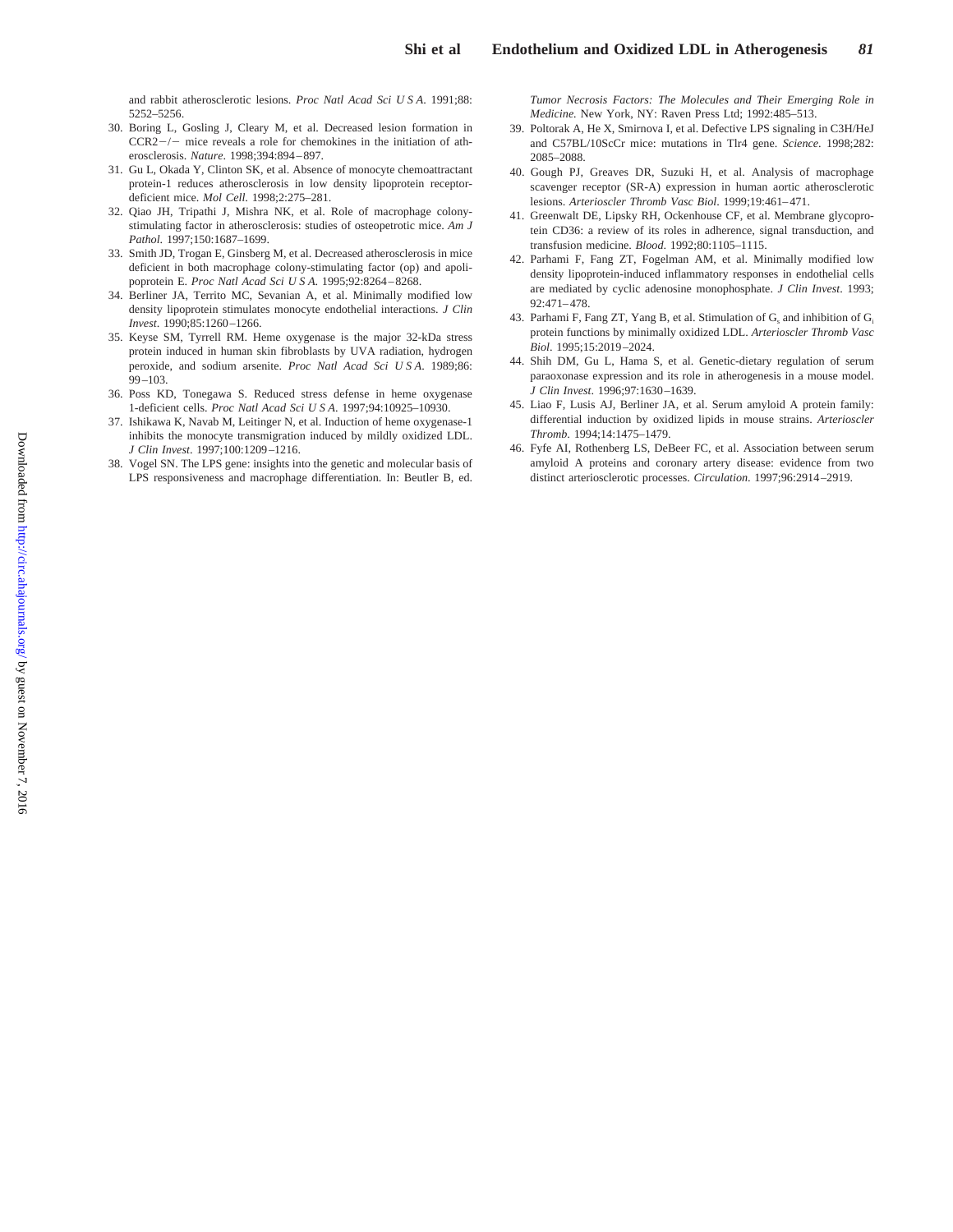and rabbit atherosclerotic lesions. *Proc Natl Acad Sci U S A*. 1991;88: 5252–5256.

30. Boring L, Gosling J, Cleary M, et al. Decreased lesion formation in CCR2−/− mice reveals a role for chemokines in the initiation of atherosclerosis. *Nature*. 1998;394:894–897.
31. Gu L, Okada Y, Clinton SK, et al. Absence of monocyte chemoattractant protein-1 reduces atherosclerosis in low density lipoprotein receptor-deficient mice. *Mol Cell*. 1998;2:275–281.
32. Qiao JH, Tripathi J, Mishra NK, et al. Role of macrophage colony-stimulating factor in atherosclerosis: studies of osteopetrotic mice. *Am J Pathol*. 1997;150:1687–1699.
33. Smith JD, Trogan E, Ginsberg M, et al. Decreased atherosclerosis in mice deficient in both macrophage colony-stimulating factor (op) and apolipoprotein E. *Proc Natl Acad Sci U S A*. 1995;92:8264–8268.
34. Berliner JA, Territo MC, Sevanian A, et al. Minimally modified low density lipoprotein stimulates monocyte endothelial interactions. *J Clin Invest*. 1990;85:1260–1266.
35. Keyse SM, Tyrrell RM. Heme oxygenase is the major 32-kDa stress protein induced in human skin fibroblasts by UVA radiation, hydrogen peroxide, and sodium arsenite. *Proc Natl Acad Sci U S A*. 1989;86: 99–103.
36. Poss KD, Tonegawa S. Reduced stress defense in heme oxygenase 1-deficient cells. *Proc Natl Acad Sci U S A*. 1997;94:10925–10930.
37. Ishikawa K, Navab M, Leitinger N, et al. Induction of heme oxygenase-1 inhibits the monocyte transmigration induced by mildly oxidized LDL. *J Clin Invest*. 1997;100:1209–1216.
38. Vogel SN. The LPS gene: insights into the genetic and molecular basis of LPS responsiveness and macrophage differentiation. In: Beutler B, ed. *Tumor Necrosis Factors: The Molecules and Their Emerging Role in Medicine*. New York, NY: Raven Press Ltd; 1992:485–513.
39. Poltorak A, He X, Smirnova I, et al. Defective LPS signaling in C3H/HeJ and C57BL/10ScCr mice: mutations in Tlr4 gene. *Science*. 1998;282: 2085–2088.
40. Gough PJ, Greaves DR, Suzuki H, et al. Analysis of macrophage scavenger receptor (SR-A) expression in human aortic atherosclerotic lesions. *Arterioscler Thromb Vasc Biol*. 1999;19:461–471.
41. Greenwalt DE, Lipsky RH, Ockenhouse CF, et al. Membrane glycoprotein CD36: a review of its roles in adherence, signal transduction, and transfusion medicine. *Blood*. 1992;80:1105–1115.
42. Parhami F, Fang ZT, Fogelman AM, et al. Minimally modified low density lipoprotein-induced inflammatory responses in endothelial cells are mediated by cyclic adenosine monophosphate. *J Clin Invest*. 1993; 92:471–478.
43. Parhami F, Fang ZT, Yang B, et al. Stimulation of $G_s$ and inhibition of $G_i$ protein functions by minimally oxidized LDL. *Arterioscler Thromb Vasc Biol*. 1995;15:2019–2024.
44. Shih DM, Gu L, Hama S, et al. Genetic-dietary regulation of serum paraoxonase expression and its role in atherogenesis in a mouse model. *J Clin Invest*. 1996;97:1630–1639.
45. Liao F, Lusis AJ, Berliner JA, et al. Serum amyloid A protein family: differential induction by oxidized lipids in mouse strains. *Arterioscler Thromb*. 1994;14:1475–1479.
46. Fyfe AI, Rothenberg LS, DeBeer FC, et al. Association between serum amyloid A proteins and coronary artery disease: evidence from two distinct arteriosclerotic processes. *Circulation*. 1997;96:2914–2919.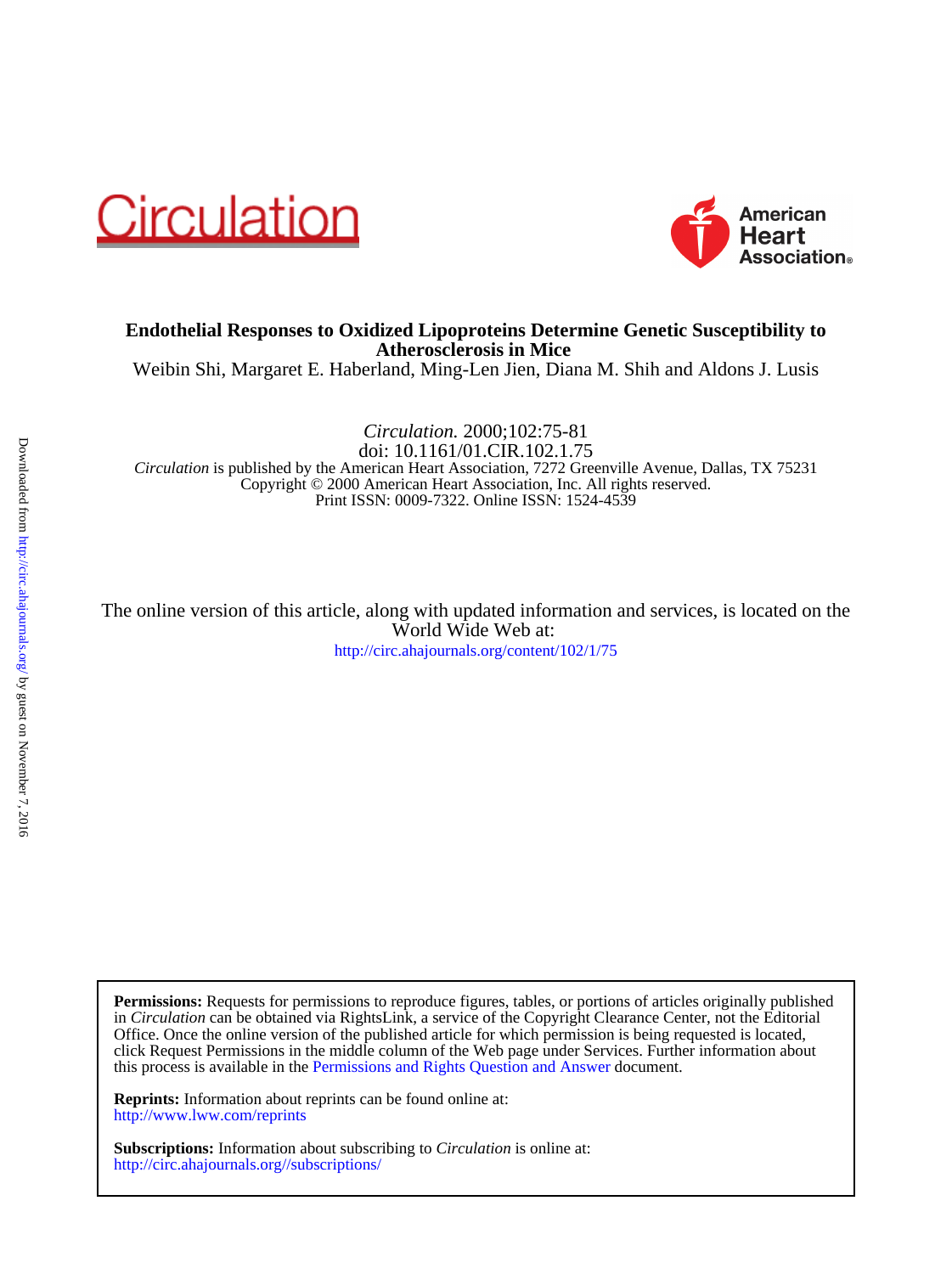**Endothelial Responses to Oxidized Lipoproteins Determine Genetic Susceptibility to Atherosclerosis in Mice**

Weibin Shi, Margaret E. Haberland, Ming-Len Jien, Diana M. Shih and Aldons J. Lusis

*Circulation.* 2000;102:75-81
doi: 10.1161/01.CIR.102.1.75

*Circulation* is published by the American Heart Association, 7272 Greenville Avenue, Dallas, TX 75231
Copyright © 2000 American Heart Association, Inc. All rights reserved.
Print ISSN: 0009-7322. Online ISSN: 1524-4539

The online version of this article, along with updated information and services, is located on the World Wide Web at:
http://circ.ahajournals.org/content/102/1/75

**Permissions:** Requests for permissions to reproduce figures, tables, or portions of articles originally published in *Circulation* can be obtained via RightsLink, a service of the Copyright Clearance Center, not the Editorial Office. Once the online version of the published article for which permission is being requested is located, click Request Permissions in the middle column of the Web page under Services. Further information about this process is available in the Permissions and Rights Question and Answer document.

**Reprints:** Information about reprints can be found online at:
http://www.lww.com/reprints

**Subscriptions:** Information about subscribing to *Circulation* is online at:
http://circ.ahajournals.org//subscriptions/

Downloaded from http://circ.ahajournals.org/ by guest on November 7, 2016